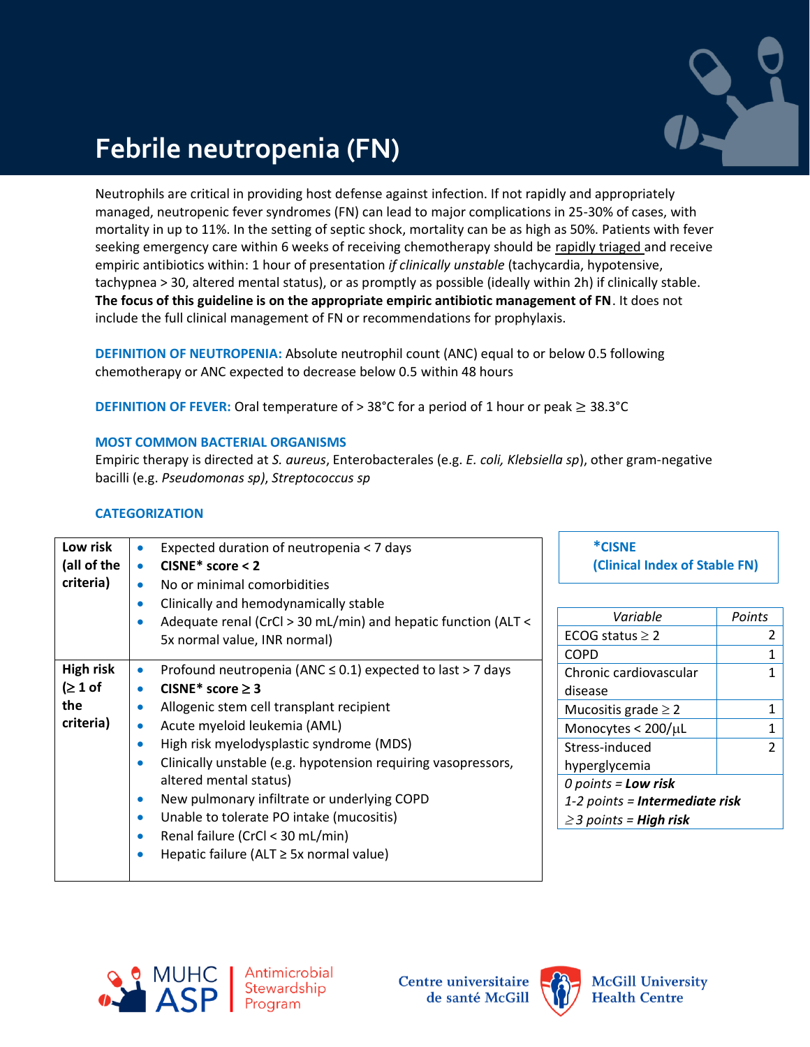# Febrile neutropenia (FN)

Neutrophils are critical in providing host defense against infection. If not rapidly and appropriately managed, neutropenic fever syndromes (FN) can lead to major complications in 25-30% of cases, with mortality in up to 11%. In the setting of septic shock, mortality can be as high as 50%. Patients with fever seeking emergency care within 6 weeks of receiving chemotherapy should be rapidly triaged and receive empiric antibiotics within: 1 hour of presentation *if clinically unstable* (tachycardia, hypotensive, tachypnea > 30, altered mental status), or as promptly as possible (ideally within 2h) if clinically stable. **The focus of this guideline is on the appropriate empiric antibiotic management of FN**. It does not include the full clinical management of FN or recommendations for prophylaxis.

**DEFINITION OF NEUTROPENIA:** Absolute neutrophil count (ANC) equal to or below 0.5 following chemotherapy or ANC expected to decrease below 0.5 within 48 hours

**DEFINITION OF FEVER:** Oral temperature of > 38°C for a period of 1 hour or peak ≥ 38.3°C

### MOST COMMON BACTERIAL ORGANISMS

Empiric therapy is directed at *S. aureus*, Enterobacterales (e.g. *E. coli, Klebsiella sp*), other gram-negative bacilli (e.g. *Pseudomonas sp*), *Streptococcus sp*

### CATEGORIZATION

| | Criteria |
|---|---|
| **Low risk (all of the criteria)** | • Expected duration of neutropenia < 7 days<br>• **CISNE* score < 2**<br>• No or minimal comorbidities<br>• Clinically and hemodynamically stable<br>• Adequate renal (CrCl > 30 mL/min) and hepatic function (ALT < 5x normal value, INR normal) |
| **High risk (≥ 1 of the criteria)** | • Profound neutropenia (ANC ≤ 0.1) expected to last > 7 days<br>• **CISNE* score ≥ 3**<br>• Allogenic stem cell transplant recipient<br>• Acute myeloid leukemia (AML)<br>• High risk myelodysplastic syndrome (MDS)<br>• Clinically unstable (e.g. hypotension requiring vasopressors, altered mental status)<br>• New pulmonary infiltrate or underlying COPD<br>• Unable to tolerate PO intake (mucositis)<br>• Renal failure (CrCl < 30 mL/min)<br>• Hepatic failure (ALT ≥ 5x normal value) |

**\*CISNE (Clinical Index of Stable FN)**

| *Variable* | *Points* |
|---|---|
| ECOG status ≥ 2 | 2 |
| COPD | 1 |
| Chronic cardiovascular disease | 1 |
| Mucositis grade ≥ 2 | 1 |
| Monocytes < 200/μL | 1 |
| Stress-induced hyperglycemia | 2 |

*0 points = **Low risk***
*1-2 points = **Intermediate risk***
*≥3 points = **High risk***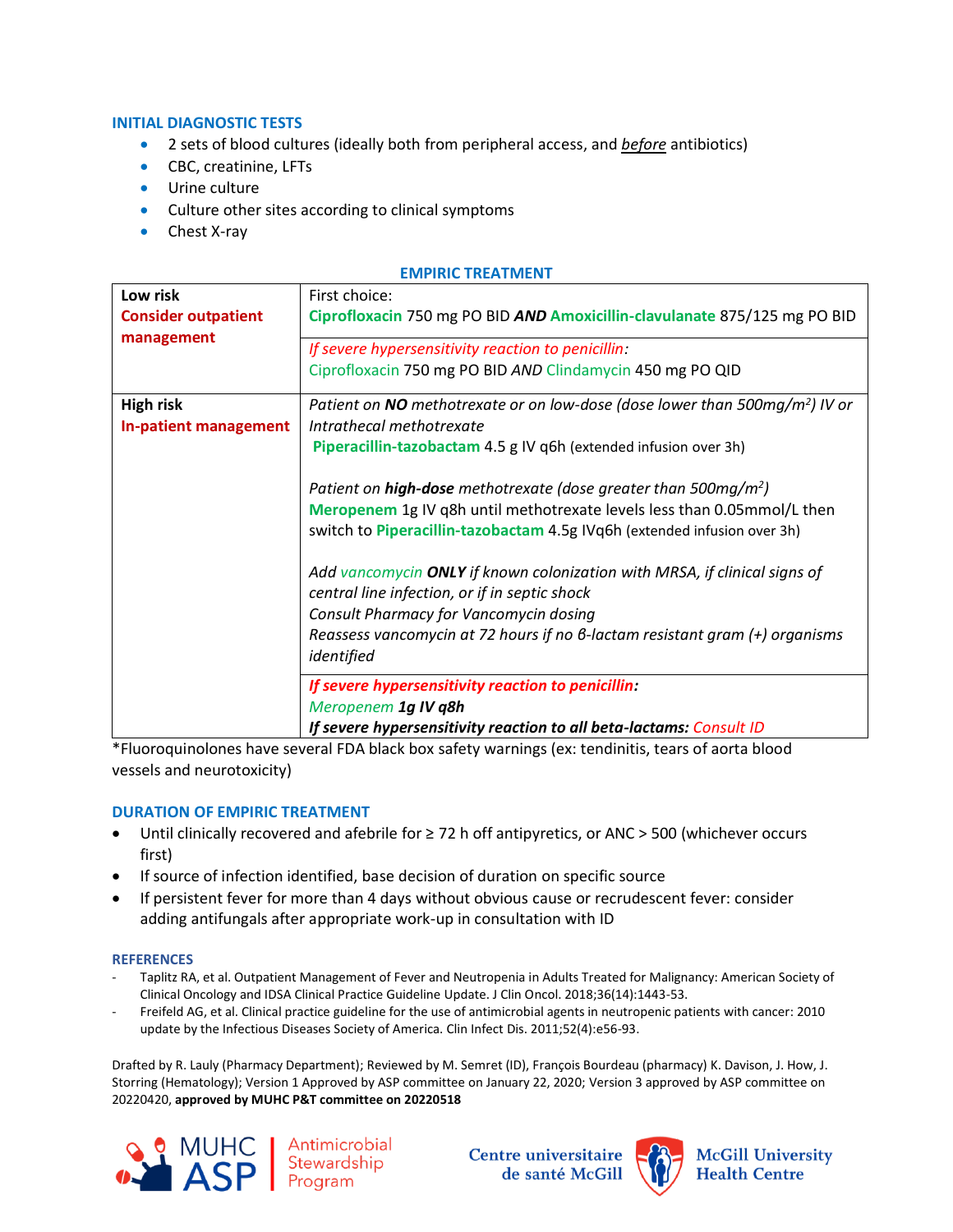## INITIAL DIAGNOSTIC TESTS

- 2 sets of blood cultures (ideally both from peripheral access, and *before* antibiotics)
- CBC, creatinine, LFTs
- Urine culture
- Culture other sites according to clinical symptoms
- Chest X-ray

## EMPIRIC TREATMENT

| | |
|---|---|
| **Low risk**<br>**Consider outpatient management** | First choice:<br>**Ciprofloxacin** 750 mg PO BID ***AND*** **Amoxicillin-clavulanate** 875/125 mg PO BID |
| | *If severe hypersensitivity reaction to penicillin:*<br>Ciprofloxacin 750 mg PO BID *AND* Clindamycin 450 mg PO QID |
| **High risk**<br>**In-patient management** | *Patient on **NO** methotrexate or on low-dose (dose lower than 500mg/m²) IV or Intrathecal methotrexate*<br>**Piperacillin-tazobactam** 4.5 g IV q6h (extended infusion over 3h)<br><br>*Patient on **high-dose** methotrexate (dose greater than 500mg/m²)*<br>**Meropenem** 1g IV q8h until methotrexate levels less than 0.05mmol/L then switch to **Piperacillin-tazobactam** 4.5g IVq6h (extended infusion over 3h)<br><br>*Add vancomycin **ONLY** if known colonization with MRSA, if clinical signs of central line infection, or if in septic shock*<br>*Consult Pharmacy for Vancomycin dosing*<br>*Reassess vancomycin at 72 hours if no β-lactam resistant gram (+) organisms identified* |
| | ***If severe hypersensitivity reaction to penicillin:***<br>*Meropenem **1g IV q8h***<br>***If severe hypersensitivity reaction to all beta-lactams:*** Consult ID |

*Fluoroquinolones have several FDA black box safety warnings (ex: tendinitis, tears of aorta blood vessels and neurotoxicity)

## DURATION OF EMPIRIC TREATMENT

- Until clinically recovered and afebrile for ≥ 72 h off antipyretics, or ANC > 500 (whichever occurs first)
- If source of infection identified, base decision of duration on specific source
- If persistent fever for more than 4 days without obvious cause or recrudescent fever: consider adding antifungals after appropriate work-up in consultation with ID

## REFERENCES

- Taplitz RA, et al. Outpatient Management of Fever and Neutropenia in Adults Treated for Malignancy: American Society of Clinical Oncology and IDSA Clinical Practice Guideline Update. J Clin Oncol. 2018;36(14):1443-53.
- Freifeld AG, et al. Clinical practice guideline for the use of antimicrobial agents in neutropenic patients with cancer: 2010 update by the Infectious Diseases Society of America. Clin Infect Dis. 2011;52(4):e56-93.

Drafted by R. Lauly (Pharmacy Department); Reviewed by M. Semret (ID), François Bourdeau (pharmacy) K. Davison, J. How, J. Storring (Hematology); Version 1 Approved by ASP committee on January 22, 2020; Version 3 approved by ASP committee on 20220420, **approved by MUHC P&T committee on 20220518**

MUHC ASP Antimicrobial Stewardship Program

Centre universitaire de santé McGill — McGill University Health Centre